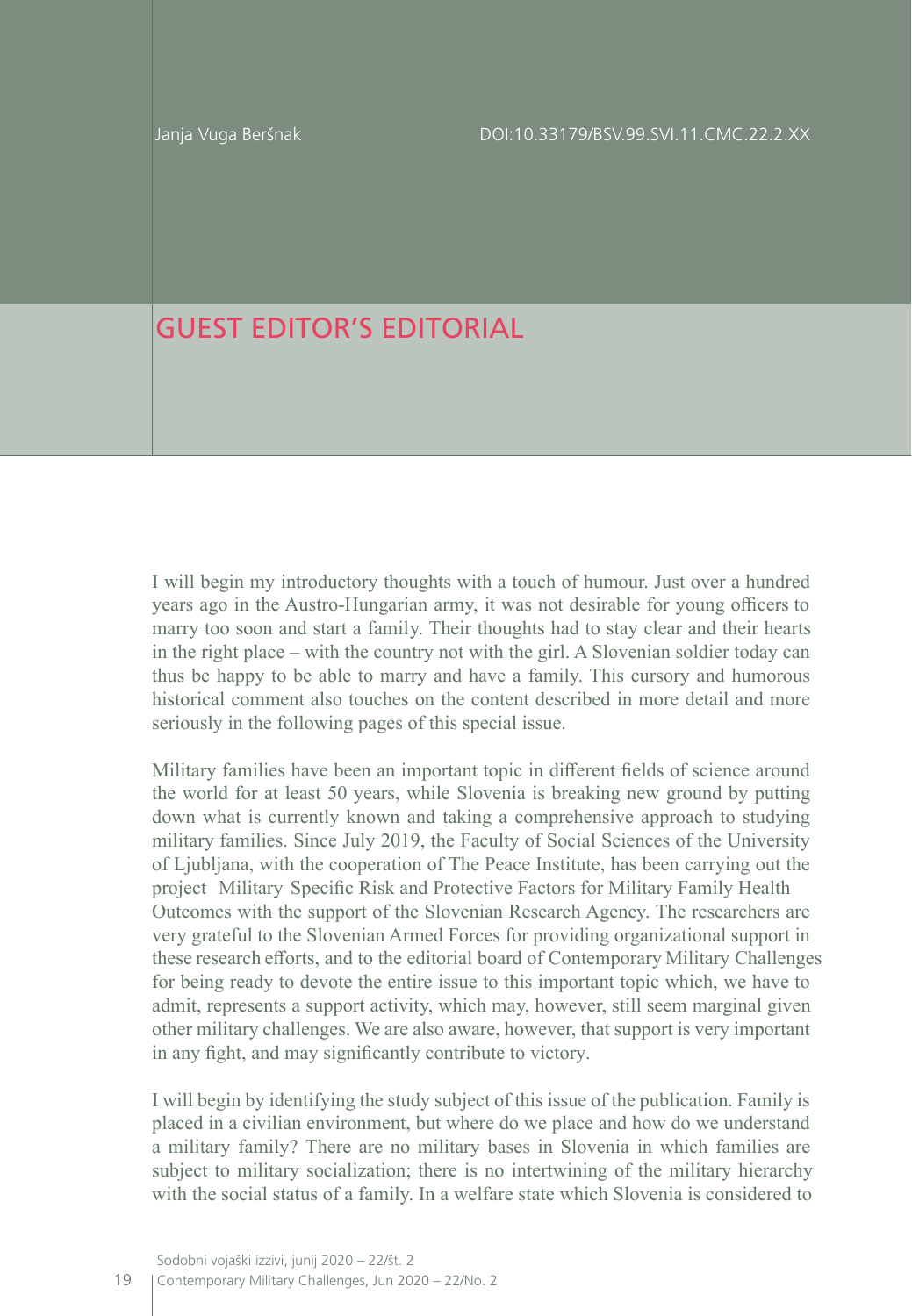Janja Vuga Beršnak

DOI:10.33179/BSV.99.SVI.11.CMC.22.2.XX

# GUEST EDITOR'S EDITORIAL

I will begin my introductory thoughts with a touch of humour. Just over a hundred years ago in the Austro-Hungarian army, it was not desirable for young officers to marry too soon and start a family. Their thoughts had to stay clear and their hearts in the right place – with the country not with the girl. A Slovenian soldier today can thus be happy to be able to marry and have a family. This cursory and humorous historical comment also touches on the content described in more detail and more seriously in the following pages of this special issue.

Military families have been an important topic in different fields of science around the world for at least 50 years, while Slovenia is breaking new ground by putting down what is currently known and taking a comprehensive approach to studying military families. Since July 2019, the Faculty of Social Sciences of the University of Ljubljana, with the cooperation of The Peace Institute, has been carrying out the project Military Specific Risk and Protective Factors for Military Family Health Outcomes with the support of the Slovenian Research Agency. The researchers are very grateful to the Slovenian Armed Forces for providing organizational support in these research efforts, and to the editorial board of Contemporary Military Challenges for being ready to devote the entire issue to this important topic which, we have to admit, represents a support activity, which may, however, still seem marginal given other military challenges. We are also aware, however, that support is very important in any fight, and may significantly contribute to victory.

I will begin by identifying the study subject of this issue of the publication. Family is placed in a civilian environment, but where do we place and how do we understand a military family? There are no military bases in Slovenia in which families are subject to military socialization; there is no intertwining of the military hierarchy with the social status of a family. In a welfare state which Slovenia is considered to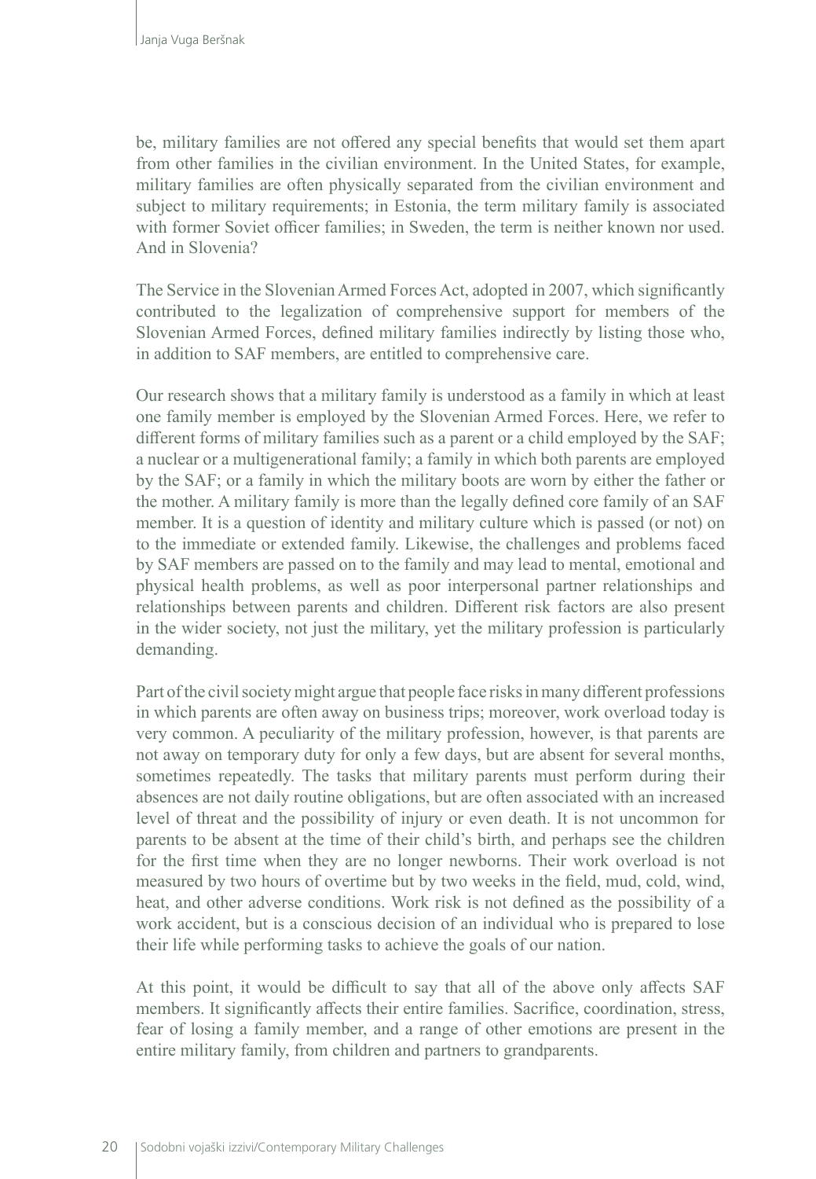be, military families are not offered any special benefits that would set them apart from other families in the civilian environment. In the United States, for example, military families are often physically separated from the civilian environment and subject to military requirements; in Estonia, the term military family is associated with former Soviet officer families; in Sweden, the term is neither known nor used. And in Slovenia?

The Service in the Slovenian Armed Forces Act, adopted in 2007, which significantly contributed to the legalization of comprehensive support for members of the Slovenian Armed Forces, defined military families indirectly by listing those who, in addition to SAF members, are entitled to comprehensive care.

Our research shows that a military family is understood as a family in which at least one family member is employed by the Slovenian Armed Forces. Here, we refer to different forms of military families such as a parent or a child employed by the SAF; a nuclear or a multigenerational family; a family in which both parents are employed by the SAF; or a family in which the military boots are worn by either the father or the mother. A military family is more than the legally defined core family of an SAF member. It is a question of identity and military culture which is passed (or not) on to the immediate or extended family. Likewise, the challenges and problems faced by SAF members are passed on to the family and may lead to mental, emotional and physical health problems, as well as poor interpersonal partner relationships and relationships between parents and children. Different risk factors are also present in the wider society, not just the military, yet the military profession is particularly demanding.

Part of the civil society might argue that people face risks in many different professions in which parents are often away on business trips; moreover, work overload today is very common. A peculiarity of the military profession, however, is that parents are not away on temporary duty for only a few days, but are absent for several months, sometimes repeatedly. The tasks that military parents must perform during their absences are not daily routine obligations, but are often associated with an increased level of threat and the possibility of injury or even death. It is not uncommon for parents to be absent at the time of their child's birth, and perhaps see the children for the first time when they are no longer newborns. Their work overload is not measured by two hours of overtime but by two weeks in the field, mud, cold, wind, heat, and other adverse conditions. Work risk is not defined as the possibility of a work accident, but is a conscious decision of an individual who is prepared to lose their life while performing tasks to achieve the goals of our nation.

At this point, it would be difficult to say that all of the above only affects SAF members. It significantly affects their entire families. Sacrifice, coordination, stress, fear of losing a family member, and a range of other emotions are present in the entire military family, from children and partners to grandparents.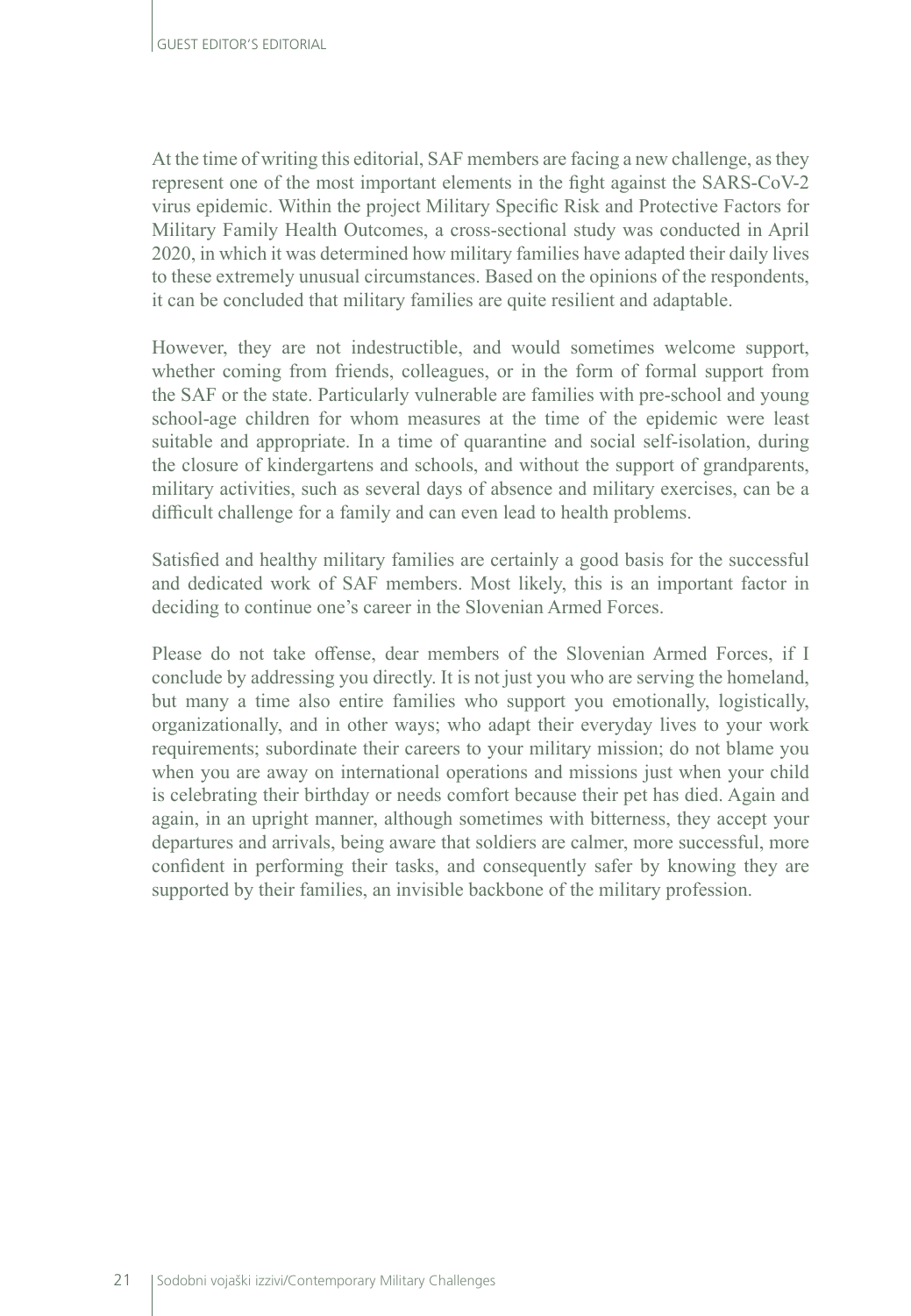At the time of writing this editorial, SAF members are facing a new challenge, as they represent one of the most important elements in the fight against the SARS-CoV-2 virus epidemic. Within the project Military Specific Risk and Protective Factors for Military Family Health Outcomes, a cross-sectional study was conducted in April 2020, in which it was determined how military families have adapted their daily lives to these extremely unusual circumstances. Based on the opinions of the respondents, it can be concluded that military families are quite resilient and adaptable.

However, they are not indestructible, and would sometimes welcome support, whether coming from friends, colleagues, or in the form of formal support from the SAF or the state. Particularly vulnerable are families with pre-school and young school-age children for whom measures at the time of the epidemic were least suitable and appropriate. In a time of quarantine and social self-isolation, during the closure of kindergartens and schools, and without the support of grandparents, military activities, such as several days of absence and military exercises, can be a difficult challenge for a family and can even lead to health problems.

Satisfied and healthy military families are certainly a good basis for the successful and dedicated work of SAF members. Most likely, this is an important factor in deciding to continue one's career in the Slovenian Armed Forces.

Please do not take offense, dear members of the Slovenian Armed Forces, if I conclude by addressing you directly. It is not just you who are serving the homeland, but many a time also entire families who support you emotionally, logistically, organizationally, and in other ways; who adapt their everyday lives to your work requirements; subordinate their careers to your military mission; do not blame you when you are away on international operations and missions just when your child is celebrating their birthday or needs comfort because their pet has died. Again and again, in an upright manner, although sometimes with bitterness, they accept your departures and arrivals, being aware that soldiers are calmer, more successful, more confident in performing their tasks, and consequently safer by knowing they are supported by their families, an invisible backbone of the military profession.